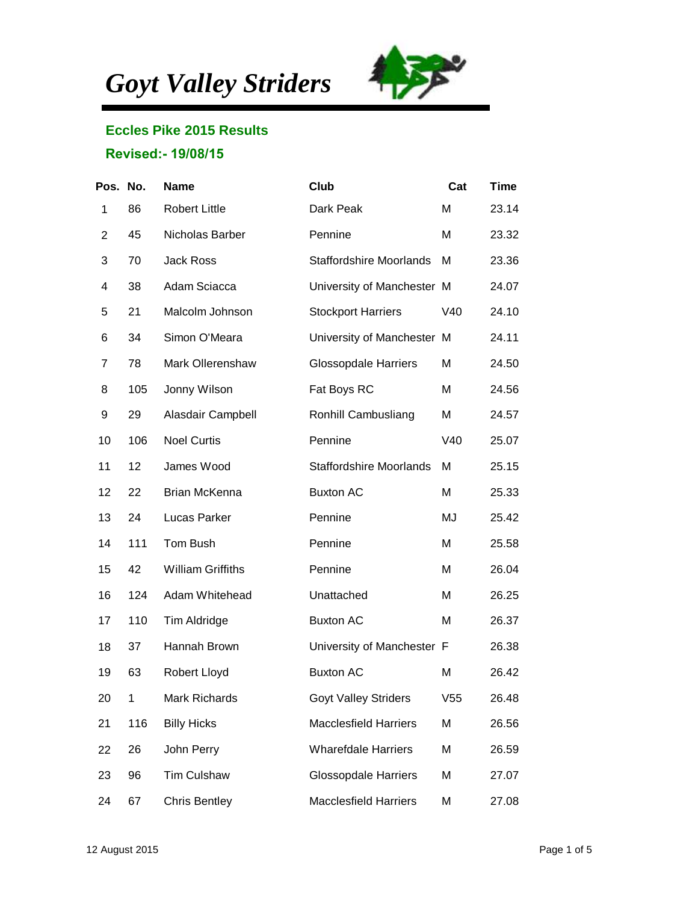# *Goyt Valley Striders*

## Eccles Pike 2015 Results

### Revised:- 19/08/15

| Pos. | No. | Name | Club | Cat | Time |
|---|---|---|---|---|---|
| 1 | 86 | Robert Little | Dark Peak | M | 23.14 |
| 2 | 45 | Nicholas Barber | Pennine | M | 23.32 |
| 3 | 70 | Jack Ross | Staffordshire Moorlands | M | 23.36 |
| 4 | 38 | Adam Sciacca | University of Manchester | M | 24.07 |
| 5 | 21 | Malcolm Johnson | Stockport Harriers | V40 | 24.10 |
| 6 | 34 | Simon O'Meara | University of Manchester | M | 24.11 |
| 7 | 78 | Mark Ollerenshaw | Glossopdale Harriers | M | 24.50 |
| 8 | 105 | Jonny Wilson | Fat Boys RC | M | 24.56 |
| 9 | 29 | Alasdair Campbell | Ronhill Cambusliang | M | 24.57 |
| 10 | 106 | Noel Curtis | Pennine | V40 | 25.07 |
| 11 | 12 | James Wood | Staffordshire Moorlands | M | 25.15 |
| 12 | 22 | Brian McKenna | Buxton AC | M | 25.33 |
| 13 | 24 | Lucas Parker | Pennine | MJ | 25.42 |
| 14 | 111 | Tom Bush | Pennine | M | 25.58 |
| 15 | 42 | William Griffiths | Pennine | M | 26.04 |
| 16 | 124 | Adam Whitehead | Unattached | M | 26.25 |
| 17 | 110 | Tim Aldridge | Buxton AC | M | 26.37 |
| 18 | 37 | Hannah Brown | University of Manchester | F | 26.38 |
| 19 | 63 | Robert Lloyd | Buxton AC | M | 26.42 |
| 20 | 1 | Mark Richards | Goyt Valley Striders | V55 | 26.48 |
| 21 | 116 | Billy Hicks | Macclesfield Harriers | M | 26.56 |
| 22 | 26 | John Perry | Wharefdale Harriers | M | 26.59 |
| 23 | 96 | Tim Culshaw | Glossopdale Harriers | M | 27.07 |
| 24 | 67 | Chris Bentley | Macclesfield Harriers | M | 27.08 |

12 August 2015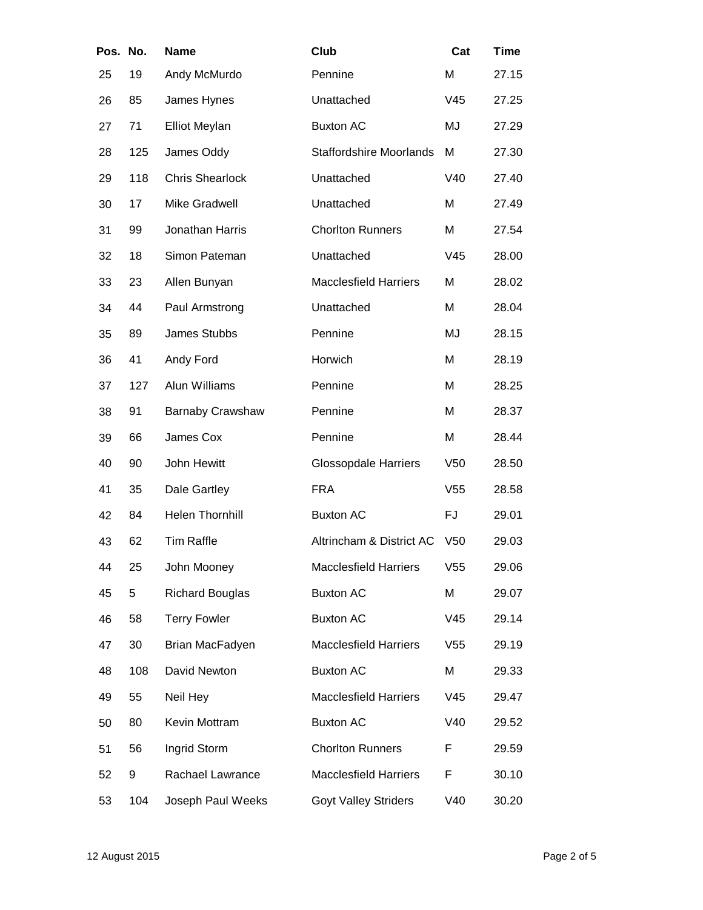| Pos. | No. | Name | Club | Cat | Time |
|---|---|---|---|---|---|
| 25 | 19 | Andy McMurdo | Pennine | M | 27.15 |
| 26 | 85 | James Hynes | Unattached | V45 | 27.25 |
| 27 | 71 | Elliot Meylan | Buxton AC | MJ | 27.29 |
| 28 | 125 | James Oddy | Staffordshire Moorlands | M | 27.30 |
| 29 | 118 | Chris Shearlock | Unattached | V40 | 27.40 |
| 30 | 17 | Mike Gradwell | Unattached | M | 27.49 |
| 31 | 99 | Jonathan Harris | Chorlton Runners | M | 27.54 |
| 32 | 18 | Simon Pateman | Unattached | V45 | 28.00 |
| 33 | 23 | Allen Bunyan | Macclesfield Harriers | M | 28.02 |
| 34 | 44 | Paul Armstrong | Unattached | M | 28.04 |
| 35 | 89 | James Stubbs | Pennine | MJ | 28.15 |
| 36 | 41 | Andy Ford | Horwich | M | 28.19 |
| 37 | 127 | Alun Williams | Pennine | M | 28.25 |
| 38 | 91 | Barnaby Crawshaw | Pennine | M | 28.37 |
| 39 | 66 | James Cox | Pennine | M | 28.44 |
| 40 | 90 | John Hewitt | Glossopdale Harriers | V50 | 28.50 |
| 41 | 35 | Dale Gartley | FRA | V55 | 28.58 |
| 42 | 84 | Helen Thornhill | Buxton AC | FJ | 29.01 |
| 43 | 62 | Tim Raffle | Altrincham & District AC | V50 | 29.03 |
| 44 | 25 | John Mooney | Macclesfield Harriers | V55 | 29.06 |
| 45 | 5 | Richard Bouglas | Buxton AC | M | 29.07 |
| 46 | 58 | Terry Fowler | Buxton AC | V45 | 29.14 |
| 47 | 30 | Brian MacFadyen | Macclesfield Harriers | V55 | 29.19 |
| 48 | 108 | David Newton | Buxton AC | M | 29.33 |
| 49 | 55 | Neil Hey | Macclesfield Harriers | V45 | 29.47 |
| 50 | 80 | Kevin Mottram | Buxton AC | V40 | 29.52 |
| 51 | 56 | Ingrid Storm | Chorlton Runners | F | 29.59 |
| 52 | 9 | Rachael Lawrance | Macclesfield Harriers | F | 30.10 |
| 53 | 104 | Joseph Paul Weeks | Goyt Valley Striders | V40 | 30.20 |

12 August 2015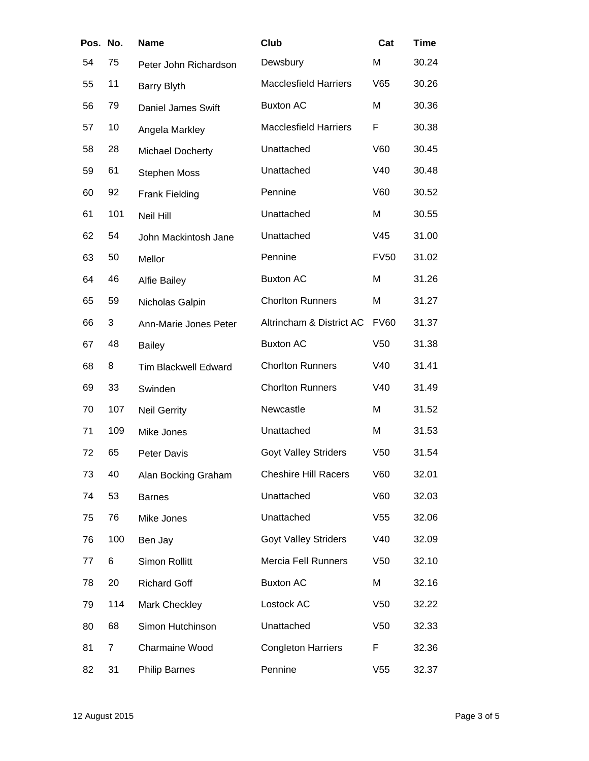| Pos. | No. | Name | Club | Cat | Time |
|---|---|---|---|---|---|
| 54 | 75 | Peter John Richardson | Dewsbury | M | 30.24 |
| 55 | 11 | Barry Blyth | Macclesfield Harriers | V65 | 30.26 |
| 56 | 79 | Daniel James Swift | Buxton AC | M | 30.36 |
| 57 | 10 | Angela Markley | Macclesfield Harriers | F | 30.38 |
| 58 | 28 | Michael Docherty | Unattached | V60 | 30.45 |
| 59 | 61 | Stephen Moss | Unattached | V40 | 30.48 |
| 60 | 92 | Frank Fielding | Pennine | V60 | 30.52 |
| 61 | 101 | Neil Hill | Unattached | M | 30.55 |
| 62 | 54 | John Mackintosh Jane | Unattached | V45 | 31.00 |
| 63 | 50 | Mellor | Pennine | FV50 | 31.02 |
| 64 | 46 | Alfie Bailey | Buxton AC | M | 31.26 |
| 65 | 59 | Nicholas Galpin | Chorlton Runners | M | 31.27 |
| 66 | 3 | Ann-Marie Jones Peter | Altrincham & District AC | FV60 | 31.37 |
| 67 | 48 | Bailey | Buxton AC | V50 | 31.38 |
| 68 | 8 | Tim Blackwell Edward | Chorlton Runners | V40 | 31.41 |
| 69 | 33 | Swinden | Chorlton Runners | V40 | 31.49 |
| 70 | 107 | Neil Gerrity | Newcastle | M | 31.52 |
| 71 | 109 | Mike Jones | Unattached | M | 31.53 |
| 72 | 65 | Peter Davis | Goyt Valley Striders | V50 | 31.54 |
| 73 | 40 | Alan Bocking Graham | Cheshire Hill Racers | V60 | 32.01 |
| 74 | 53 | Barnes | Unattached | V60 | 32.03 |
| 75 | 76 | Mike Jones | Unattached | V55 | 32.06 |
| 76 | 100 | Ben Jay | Goyt Valley Striders | V40 | 32.09 |
| 77 | 6 | Simon Rollitt | Mercia Fell Runners | V50 | 32.10 |
| 78 | 20 | Richard Goff | Buxton AC | M | 32.16 |
| 79 | 114 | Mark Checkley | Lostock AC | V50 | 32.22 |
| 80 | 68 | Simon Hutchinson | Unattached | V50 | 32.33 |
| 81 | 7 | Charmaine Wood | Congleton Harriers | F | 32.36 |
| 82 | 31 | Philip Barnes | Pennine | V55 | 32.37 |

12 August 2015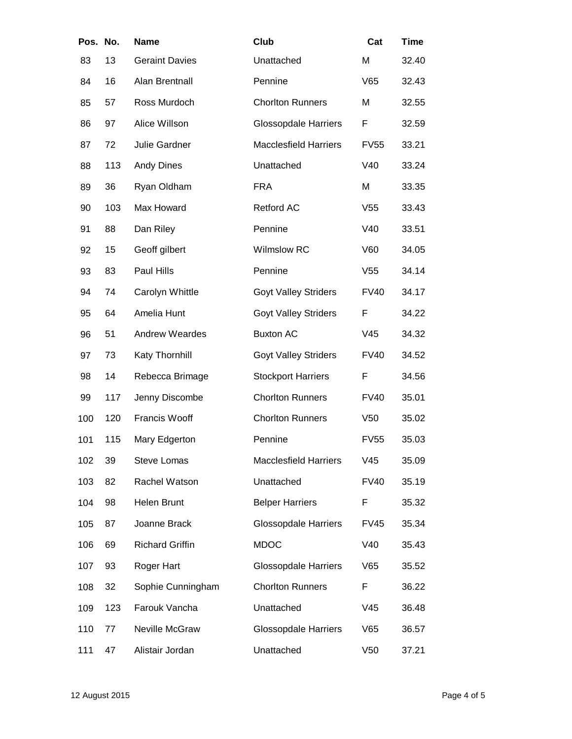| Pos. | No. | Name | Club | Cat | Time |
|---|---|---|---|---|---|
| 83 | 13 | Geraint Davies | Unattached | M | 32.40 |
| 84 | 16 | Alan Brentnall | Pennine | V65 | 32.43 |
| 85 | 57 | Ross Murdoch | Chorlton Runners | M | 32.55 |
| 86 | 97 | Alice Willson | Glossopdale Harriers | F | 32.59 |
| 87 | 72 | Julie Gardner | Macclesfield Harriers | FV55 | 33.21 |
| 88 | 113 | Andy Dines | Unattached | V40 | 33.24 |
| 89 | 36 | Ryan Oldham | FRA | M | 33.35 |
| 90 | 103 | Max Howard | Retford AC | V55 | 33.43 |
| 91 | 88 | Dan Riley | Pennine | V40 | 33.51 |
| 92 | 15 | Geoff gilbert | Wilmslow RC | V60 | 34.05 |
| 93 | 83 | Paul Hills | Pennine | V55 | 34.14 |
| 94 | 74 | Carolyn Whittle | Goyt Valley Striders | FV40 | 34.17 |
| 95 | 64 | Amelia Hunt | Goyt Valley Striders | F | 34.22 |
| 96 | 51 | Andrew Weardes | Buxton AC | V45 | 34.32 |
| 97 | 73 | Katy Thornhill | Goyt Valley Striders | FV40 | 34.52 |
| 98 | 14 | Rebecca Brimage | Stockport Harriers | F | 34.56 |
| 99 | 117 | Jenny Discombe | Chorlton Runners | FV40 | 35.01 |
| 100 | 120 | Francis Wooff | Chorlton Runners | V50 | 35.02 |
| 101 | 115 | Mary Edgerton | Pennine | FV55 | 35.03 |
| 102 | 39 | Steve Lomas | Macclesfield Harriers | V45 | 35.09 |
| 103 | 82 | Rachel Watson | Unattached | FV40 | 35.19 |
| 104 | 98 | Helen Brunt | Belper Harriers | F | 35.32 |
| 105 | 87 | Joanne Brack | Glossopdale Harriers | FV45 | 35.34 |
| 106 | 69 | Richard Griffin | MDOC | V40 | 35.43 |
| 107 | 93 | Roger Hart | Glossopdale Harriers | V65 | 35.52 |
| 108 | 32 | Sophie Cunningham | Chorlton Runners | F | 36.22 |
| 109 | 123 | Farouk Vancha | Unattached | V45 | 36.48 |
| 110 | 77 | Neville McGraw | Glossopdale Harriers | V65 | 36.57 |
| 111 | 47 | Alistair Jordan | Unattached | V50 | 37.21 |

12 August 2015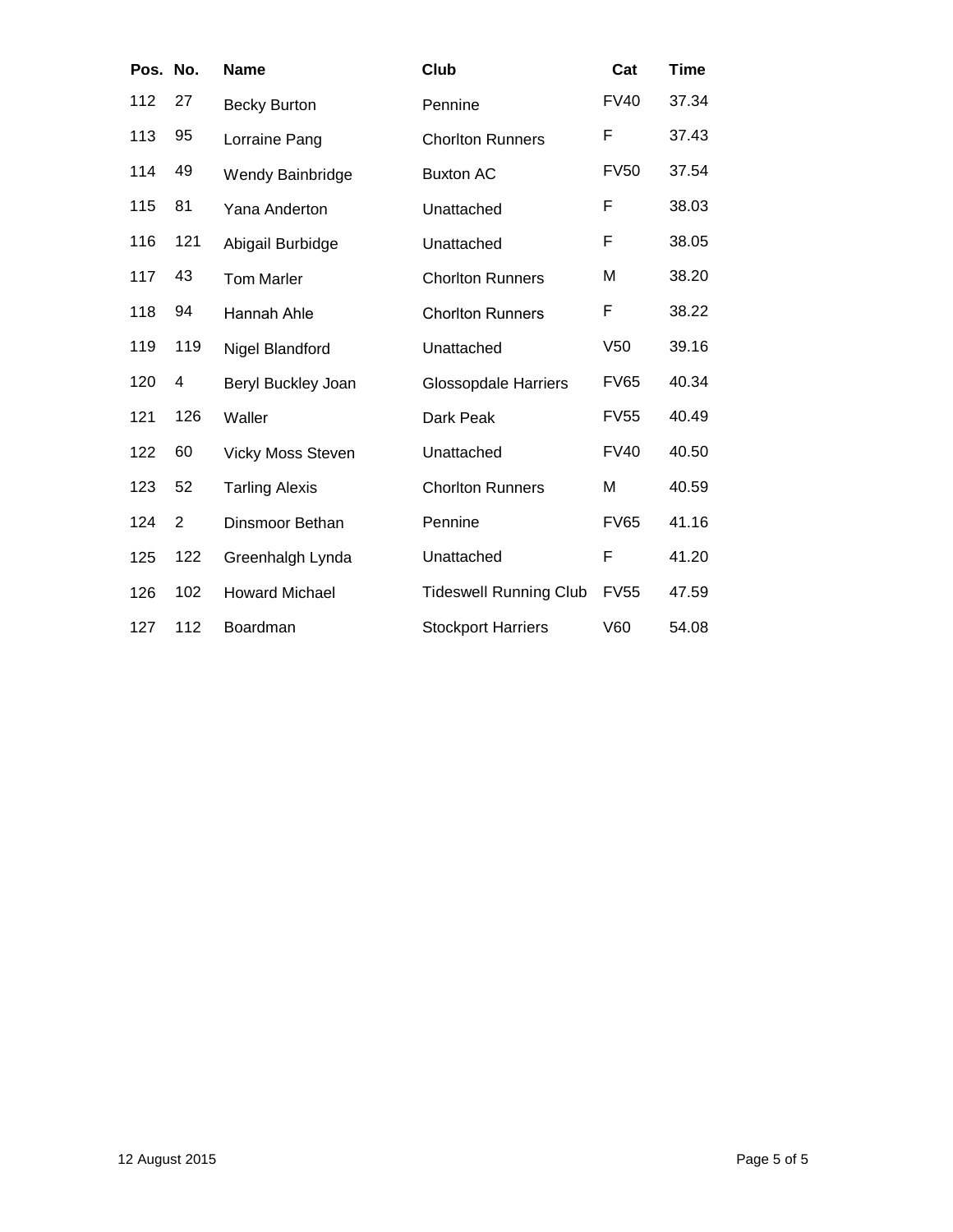| Pos. | No. | Name | Club | Cat | Time |
|---|---|---|---|---|---|
| 112 | 27 | Becky Burton | Pennine | FV40 | 37.34 |
| 113 | 95 | Lorraine Pang | Chorlton Runners | F | 37.43 |
| 114 | 49 | Wendy Bainbridge | Buxton AC | FV50 | 37.54 |
| 115 | 81 | Yana Anderton | Unattached | F | 38.03 |
| 116 | 121 | Abigail Burbidge | Unattached | F | 38.05 |
| 117 | 43 | Tom Marler | Chorlton Runners | M | 38.20 |
| 118 | 94 | Hannah Ahle | Chorlton Runners | F | 38.22 |
| 119 | 119 | Nigel Blandford | Unattached | V50 | 39.16 |
| 120 | 4 | Beryl Buckley Joan | Glossopdale Harriers | FV65 | 40.34 |
| 121 | 126 | Waller | Dark Peak | FV55 | 40.49 |
| 122 | 60 | Vicky Moss Steven | Unattached | FV40 | 40.50 |
| 123 | 52 | Tarling Alexis | Chorlton Runners | M | 40.59 |
| 124 | 2 | Dinsmoor Bethan | Pennine | FV65 | 41.16 |
| 125 | 122 | Greenhalgh Lynda | Unattached | F | 41.20 |
| 126 | 102 | Howard Michael | Tideswell Running Club | FV55 | 47.59 |
| 127 | 112 | Boardman | Stockport Harriers | V60 | 54.08 |

12 August 2015